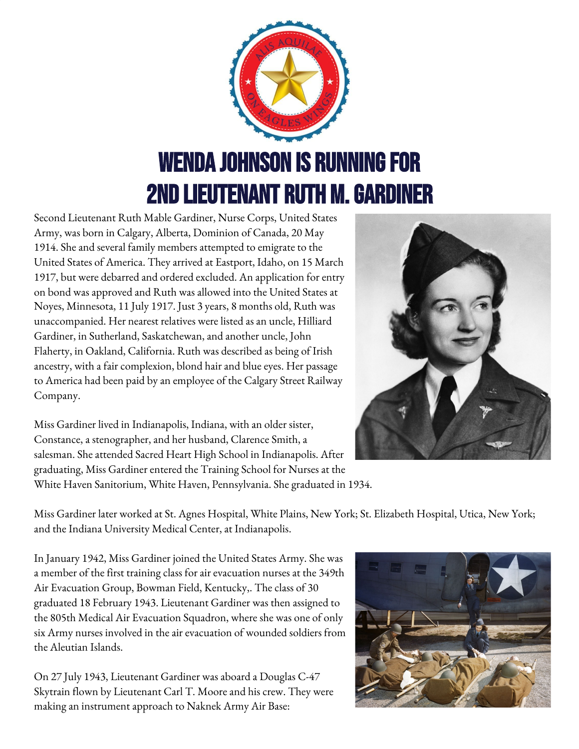# WENDA JOHNSON IS RUNNING FOR 2ND LIEUTENANT RUTH M. GARDINER

Second Lieutenant Ruth Mable Gardiner, Nurse Corps, United States Army, was born in Calgary, Alberta, Dominion of Canada, 20 May 1914. She and several family members attempted to emigrate to the United States of America. They arrived at Eastport, Idaho, on 15 March 1917, but were debarred and ordered excluded. An application for entry on bond was approved and Ruth was allowed into the United States at Noyes, Minnesota, 11 July 1917. Just 3 years, 8 months old, Ruth was unaccompanied. Her nearest relatives were listed as an uncle, Hilliard Gardiner, in Sutherland, Saskatchewan, and another uncle, John Flaherty, in Oakland, California. Ruth was described as being of Irish ancestry, with a fair complexion, blond hair and blue eyes. Her passage to America had been paid by an employee of the Calgary Street Railway Company.

Miss Gardiner lived in Indianapolis, Indiana, with an older sister, Constance, a stenographer, and her husband, Clarence Smith, a salesman. She attended Sacred Heart High School in Indianapolis. After graduating, Miss Gardiner entered the Training School for Nurses at the White Haven Sanitorium, White Haven, Pennsylvania. She graduated in 1934.

Miss Gardiner later worked at St. Agnes Hospital, White Plains, New York; St. Elizabeth Hospital, Utica, New York; and the Indiana University Medical Center, at Indianapolis.

In January 1942, Miss Gardiner joined the United States Army. She was a member of the first training class for air evacuation nurses at the 349th Air Evacuation Group, Bowman Field, Kentucky,. The class of 30 graduated 18 February 1943. Lieutenant Gardiner was then assigned to the 805th Medical Air Evacuation Squadron, where she was one of only six Army nurses involved in the air evacuation of wounded soldiers from the Aleutian Islands.

On 27 July 1943, Lieutenant Gardiner was aboard a Douglas C-47 Skytrain flown by Lieutenant Carl T. Moore and his crew. They were making an instrument approach to Naknek Army Air Base: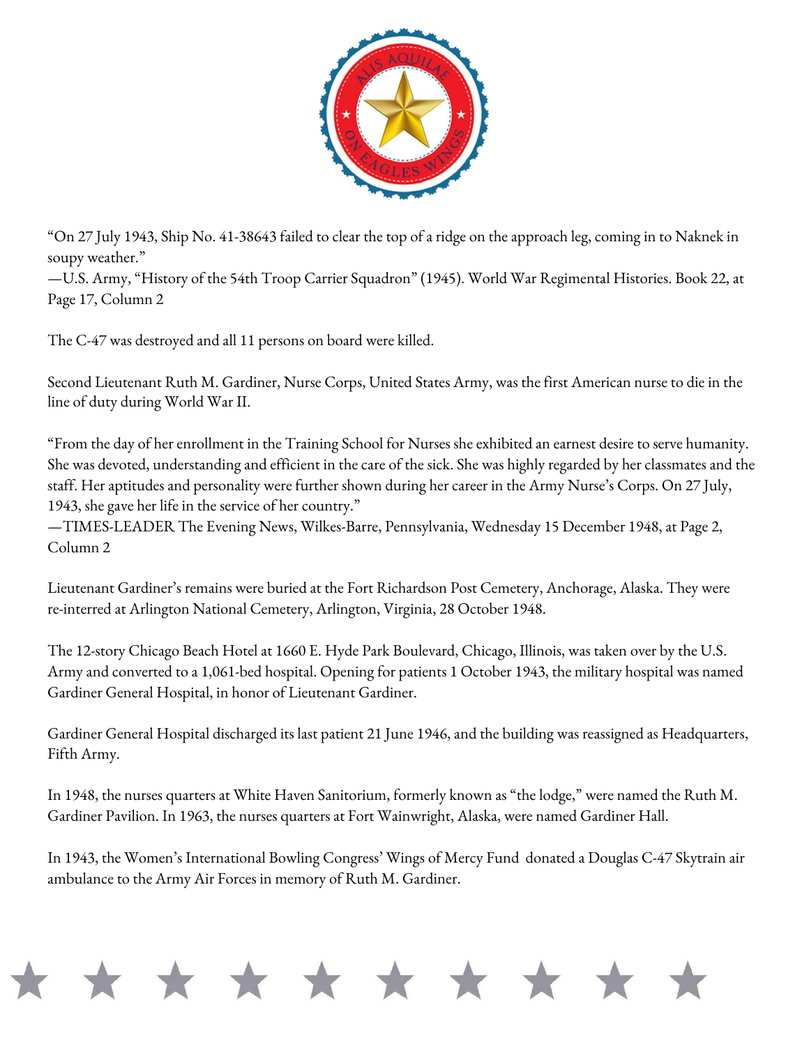“On 27 July 1943, Ship No. 41-38643 failed to clear the top of a ridge on the approach leg, coming in to Naknek in soupy weather.”
—U.S. Army, “History of the 54th Troop Carrier Squadron” (1945). World War Regimental Histories. Book 22, at Page 17, Column 2

The C-47 was destroyed and all 11 persons on board were killed.

Second Lieutenant Ruth M. Gardiner, Nurse Corps, United States Army, was the first American nurse to die in the line of duty during World War II.

“From the day of her enrollment in the Training School for Nurses she exhibited an earnest desire to serve humanity. She was devoted, understanding and efficient in the care of the sick. She was highly regarded by her classmates and the staff. Her aptitudes and personality were further shown during her career in the Army Nurse’s Corps. On 27 July, 1943, she gave her life in the service of her country.”
—TIMES-LEADER The Evening News, Wilkes-Barre, Pennsylvania, Wednesday 15 December 1948, at Page 2, Column 2

Lieutenant Gardiner’s remains were buried at the Fort Richardson Post Cemetery, Anchorage, Alaska. They were re-interred at Arlington National Cemetery, Arlington, Virginia, 28 October 1948.

The 12-story Chicago Beach Hotel at 1660 E. Hyde Park Boulevard, Chicago, Illinois, was taken over by the U.S. Army and converted to a 1,061-bed hospital. Opening for patients 1 October 1943, the military hospital was named Gardiner General Hospital, in honor of Lieutenant Gardiner.

Gardiner General Hospital discharged its last patient 21 June 1946, and the building was reassigned as Headquarters, Fifth Army.

In 1948, the nurses quarters at White Haven Sanitorium, formerly known as “the lodge,” were named the Ruth M. Gardiner Pavilion. In 1963, the nurses quarters at Fort Wainwright, Alaska, were named Gardiner Hall.

In 1943, the Women’s International Bowling Congress’ Wings of Mercy Fund donated a Douglas C-47 Skytrain air ambulance to the Army Air Forces in memory of Ruth M. Gardiner.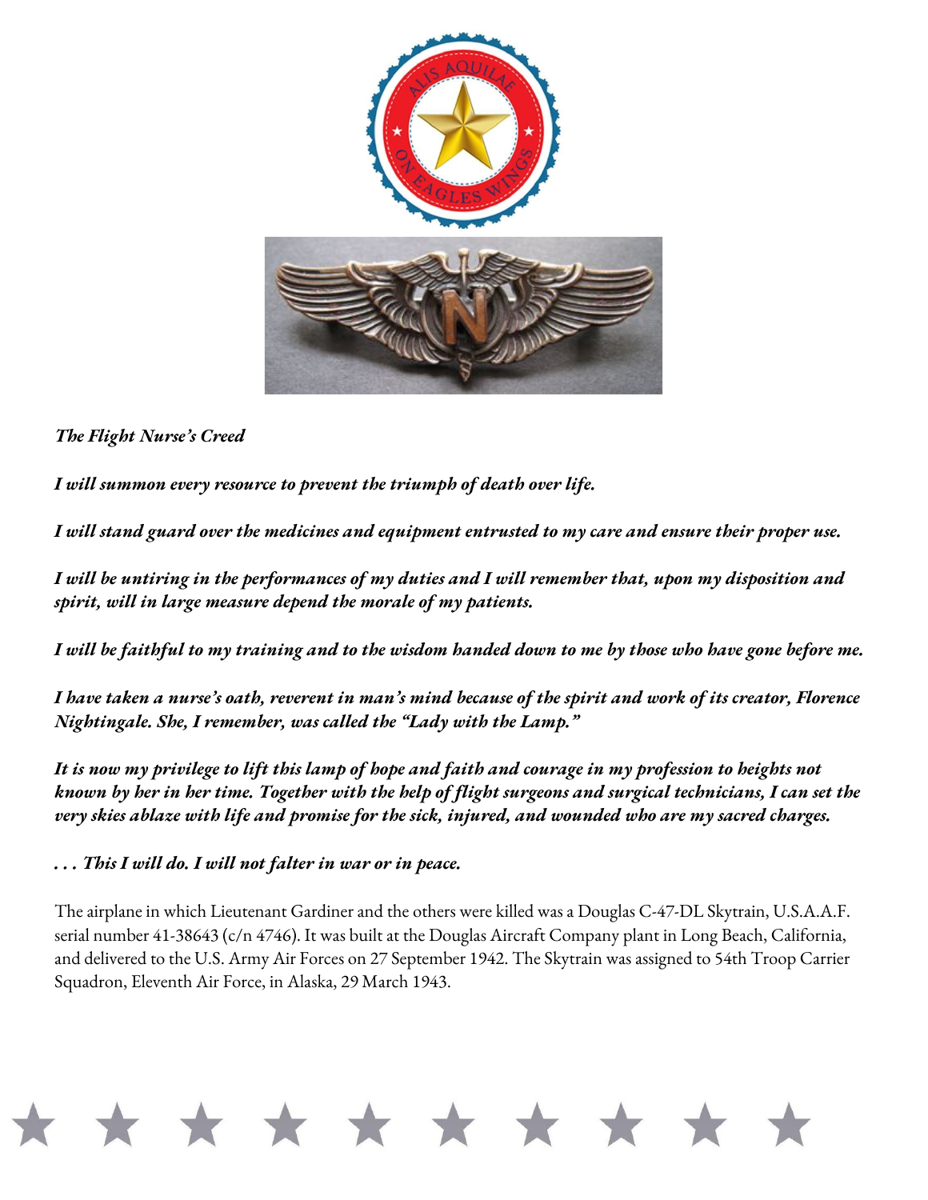*The Flight Nurse's Creed*

***I will summon every resource to prevent the triumph of death over life.***

***I will stand guard over the medicines and equipment entrusted to my care and ensure their proper use.***

***I will be untiring in the performances of my duties and I will remember that, upon my disposition and spirit, will in large measure depend the morale of my patients.***

***I will be faithful to my training and to the wisdom handed down to me by those who have gone before me.***

***I have taken a nurse's oath, reverent in man's mind because of the spirit and work of its creator, Florence Nightingale. She, I remember, was called the "Lady with the Lamp."***

***It is now my privilege to lift this lamp of hope and faith and courage in my profession to heights not known by her in her time. Together with the help of flight surgeons and surgical technicians, I can set the very skies ablaze with life and promise for the sick, injured, and wounded who are my sacred charges.***

***. . . This I will do. I will not falter in war or in peace.***

The airplane in which Lieutenant Gardiner and the others were killed was a Douglas C-47-DL Skytrain, U.S.A.A.F. serial number 41-38643 (c/n 4746). It was built at the Douglas Aircraft Company plant in Long Beach, California, and delivered to the U.S. Army Air Forces on 27 September 1942. The Skytrain was assigned to 54th Troop Carrier Squadron, Eleventh Air Force, in Alaska, 29 March 1943.